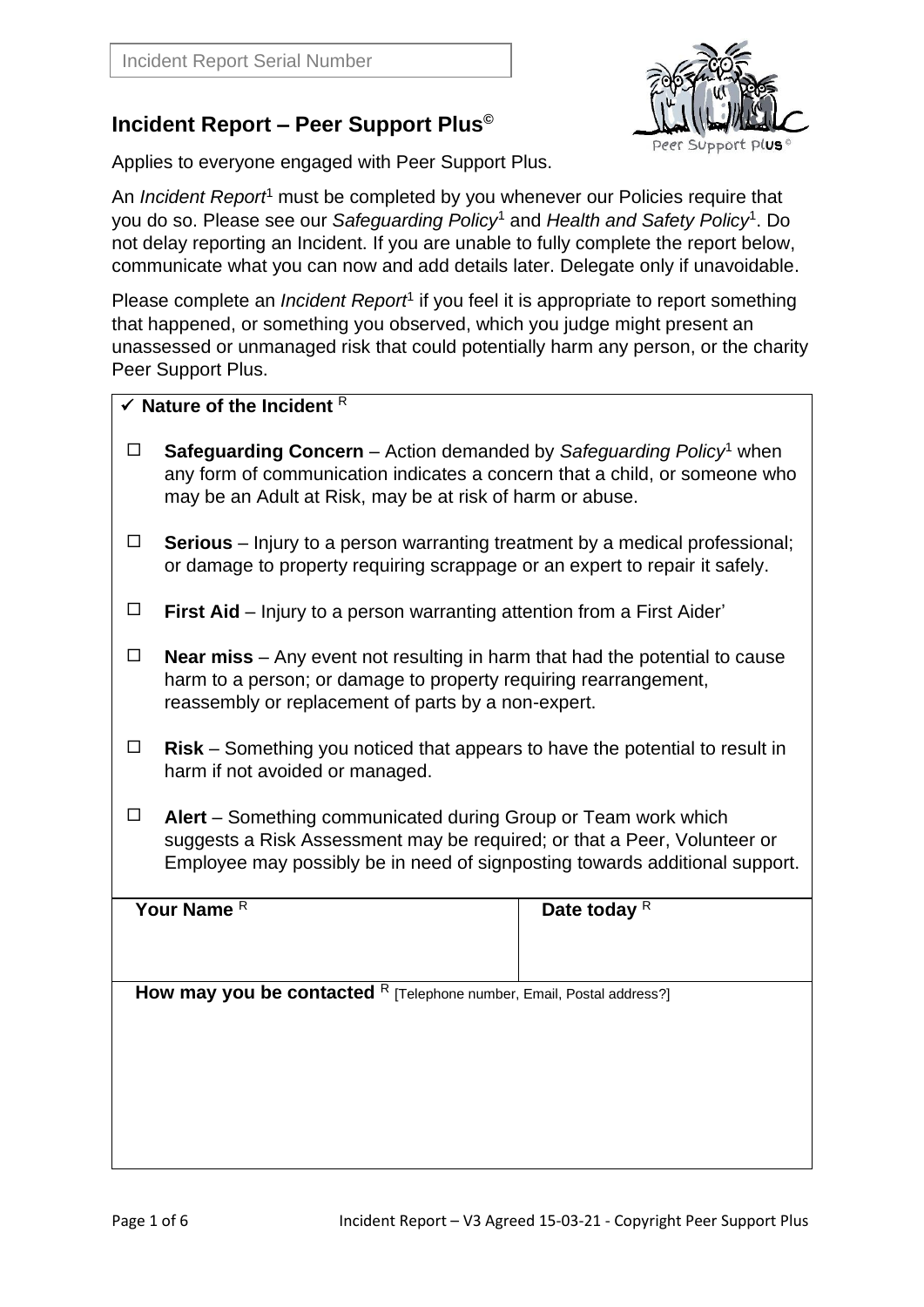Incident Report Serial Number

# Incident Report – Peer Support Plus©

Applies to everyone engaged with Peer Support Plus.

An *Incident Report*[1] must be completed by you whenever our Policies require that you do so. Please see our *Safeguarding Policy*[1] and *Health and Safety Policy*[1]. Do not delay reporting an Incident. If you are unable to fully complete the report below, communicate what you can now and add details later. Delegate only if unavoidable.

Please complete an *Incident Report*[1] if you feel it is appropriate to report something that happened, or something you observed, which you judge might present an unassessed or unmanaged risk that could potentially harm any person, or the charity Peer Support Plus.

✓ **Nature of the Incident** [R]

- ☐ **Safeguarding Concern** – Action demanded by *Safeguarding Policy*[1] when any form of communication indicates a concern that a child, or someone who may be an Adult at Risk, may be at risk of harm or abuse.
- ☐ **Serious** – Injury to a person warranting treatment by a medical professional; or damage to property requiring scrappage or an expert to repair it safely.
- ☐ **First Aid** – Injury to a person warranting attention from a First Aider'
- ☐ **Near miss** – Any event not resulting in harm that had the potential to cause harm to a person; or damage to property requiring rearrangement, reassembly or replacement of parts by a non-expert.
- ☐ **Risk** – Something you noticed that appears to have the potential to result in harm if not avoided or managed.
- ☐ **Alert** – Something communicated during Group or Team work which suggests a Risk Assessment may be required; or that a Peer, Volunteer or Employee may possibly be in need of signposting towards additional support.

| **Your Name** [R] | **Date today** [R] |
|---|---|
| | |

**How may you be contacted** [R] [Telephone number, Email, Postal address?]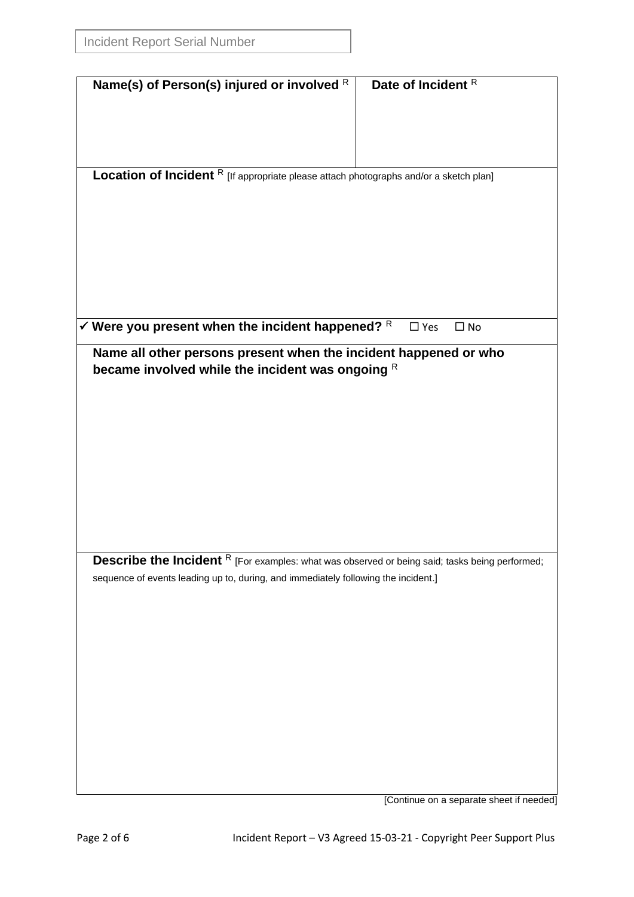Incident Report Serial Number

| **Name(s) of Person(s) injured or involved** [R] | **Date of Incident** [R] |
|---|---|
| | |

**Location of Incident** [R] [If appropriate please attach photographs and/or a sketch plan]

✓ **Were you present when the incident happened?** [R] ☐ Yes ☐ No

**Name all other persons present when the incident happened or who became involved while the incident was ongoing** [R]

**Describe the Incident** [R] [For examples: what was observed or being said; tasks being performed; sequence of events leading up to, during, and immediately following the incident.]

[Continue on a separate sheet if needed]

Incident Report – V3 Agreed 15-03-21 - Copyright Peer Support Plus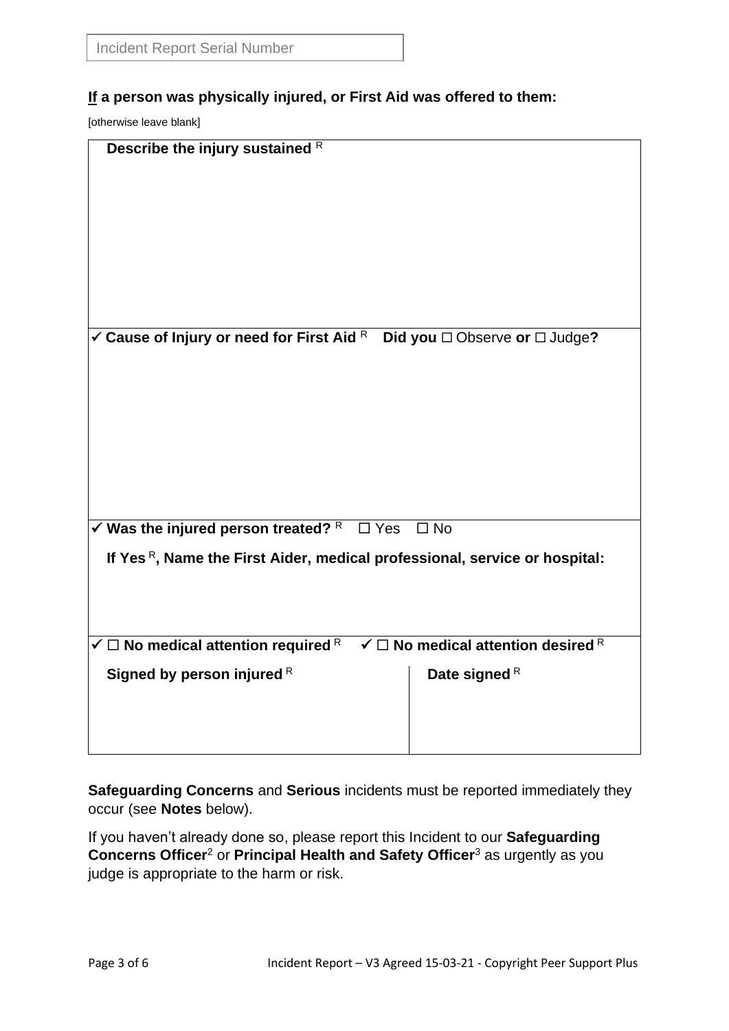Incident Report Serial Number

**<u>If</u> a person was physically injured, or First Aid was offered to them:**

[otherwise leave blank]

| **Describe the injury sustained** R | |
|---|---|
| ✓ **Cause of Injury or need for First Aid** R **Did you** ☐ Observe **or** ☐ Judge**?** | |
| ✓ **Was the injured person treated?** R ☐ Yes ☐ No<br><br>**If Yes** R**, Name the First Aider, medical professional, service or hospital:** | |
| ✓ ☐ **No medical attention required** R | ✓ ☐ **No medical attention desired** R |
| **Signed by person injured** R | **Date signed** R |

**Safeguarding Concerns** and **Serious** incidents must be reported immediately they occur (see **Notes** below).

If you haven't already done so, please report this Incident to our **Safeguarding Concerns Officer**[2] or **Principal Health and Safety Officer**[3] as urgently as you judge is appropriate to the harm or risk.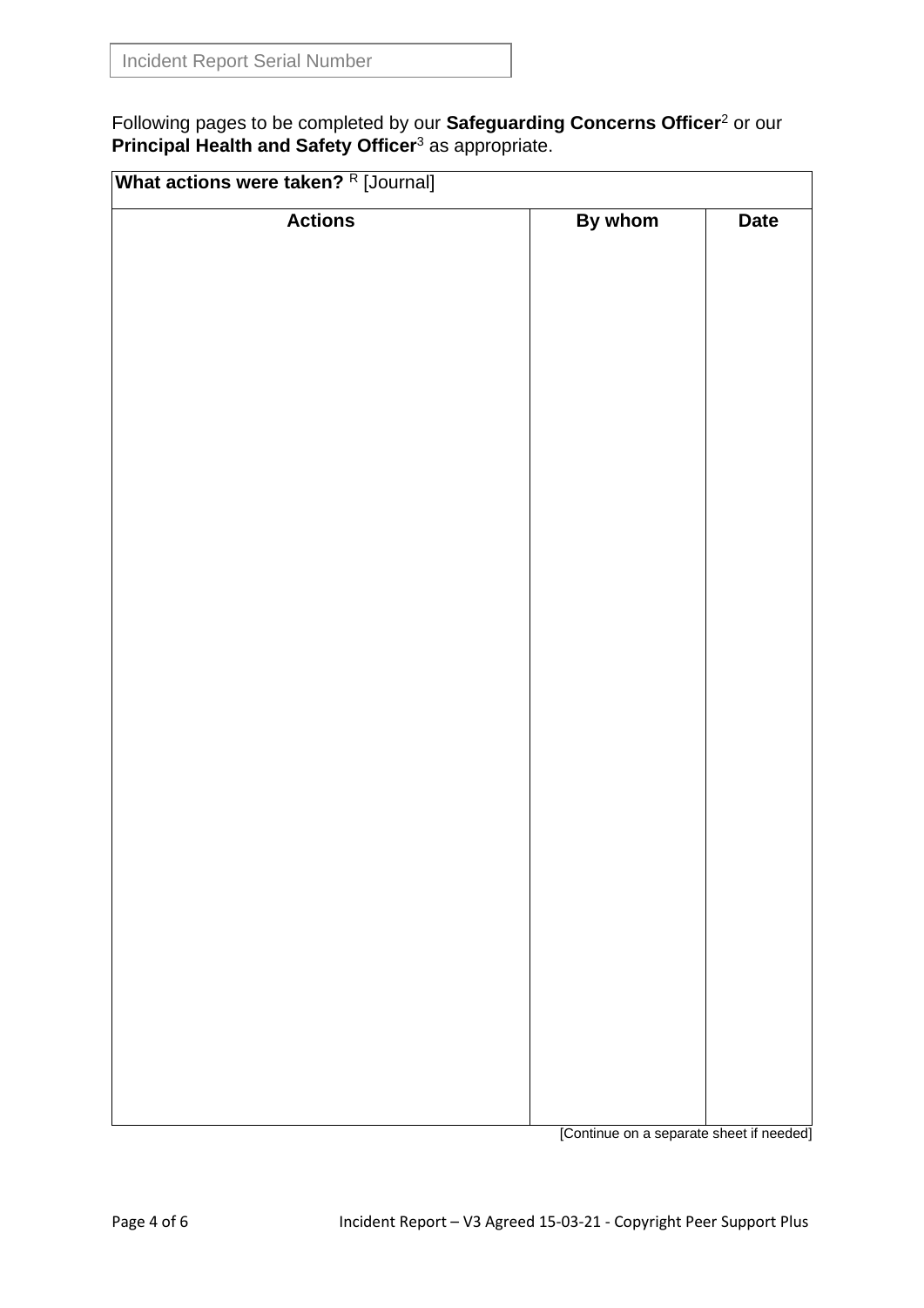Incident Report Serial Number

Following pages to be completed by our **Safeguarding Concerns Officer**[2] or our **Principal Health and Safety Officer**[3] as appropriate.

| **What actions were taken?** [R] [Journal] | | |
|---|---|---|
| **Actions** | **By whom** | **Date** |
| | | |

[Continue on a separate sheet if needed]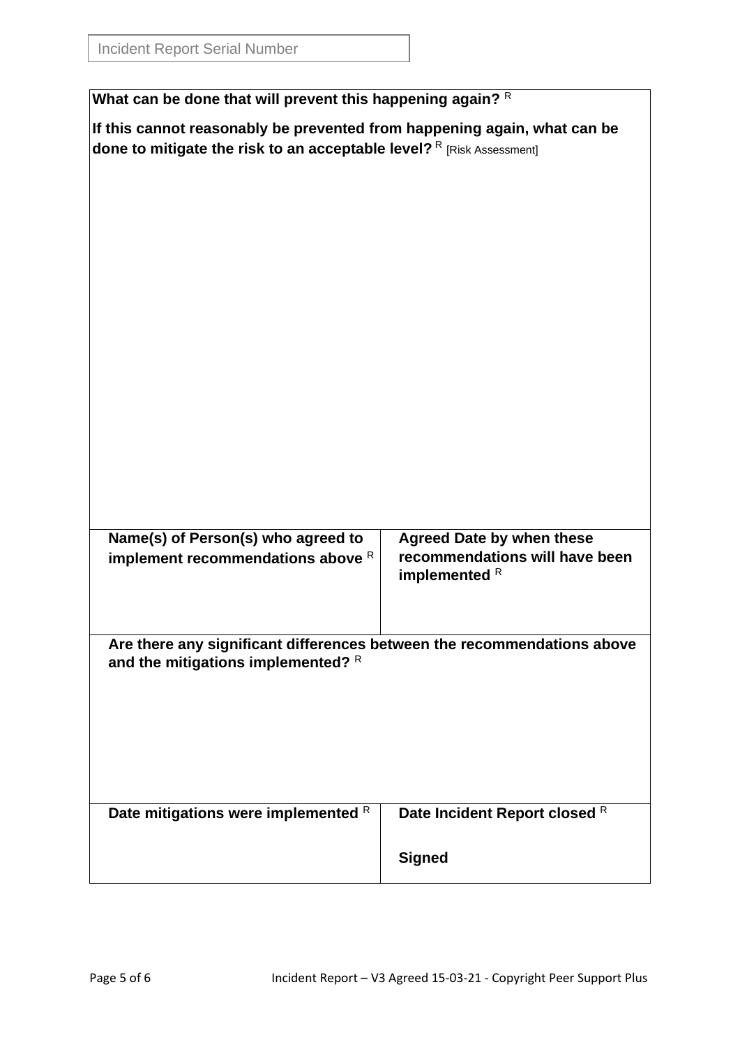| Incident Report Serial Number |
| --- |

| What can be done that will prevent this happening again? [R]<br><br>If this cannot reasonably be prevented from happening again, what can be done to mitigate the risk to an acceptable level? [R] [Risk Assessment] | |
| --- | --- |
| **Name(s) of Person(s) who agreed to implement recommendations above** [R] | **Agreed Date by when these recommendations will have been implemented** [R] |
| **Are there any significant differences between the recommendations above and the mitigations implemented?** [R] | |
| **Date mitigations were implemented** [R] | **Date Incident Report closed** [R]<br><br>**Signed** |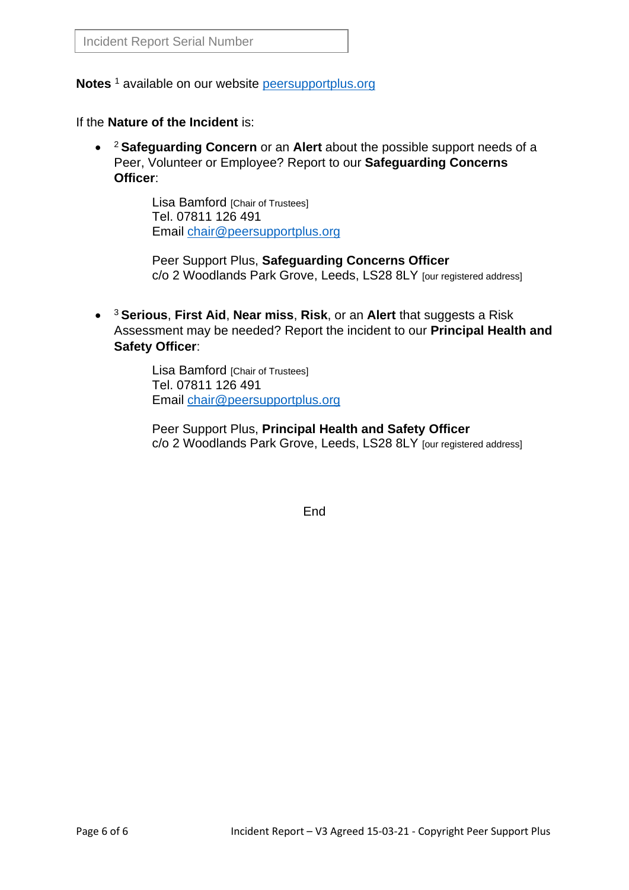Incident Report Serial Number

**Notes** [1] available on our website [peersupportplus.org](http://peersupportplus.org)

If the **Nature of the Incident** is:

- [2] **Safeguarding Concern** or an **Alert** about the possible support needs of a Peer, Volunteer or Employee? Report to our **Safeguarding Concerns Officer**:

  Lisa Bamford [Chair of Trustees]
  Tel. 07811 126 491
  Email [chair@peersupportplus.org](mailto:chair@peersupportplus.org)

  Peer Support Plus, **Safeguarding Concerns Officer**
  c/o 2 Woodlands Park Grove, Leeds, LS28 8LY [our registered address]

- [3] **Serious**, **First Aid**, **Near miss**, **Risk**, or an **Alert** that suggests a Risk Assessment may be needed? Report the incident to our **Principal Health and Safety Officer**:

  Lisa Bamford [Chair of Trustees]
  Tel. 07811 126 491
  Email [chair@peersupportplus.org](mailto:chair@peersupportplus.org)

  Peer Support Plus, **Principal Health and Safety Officer**
  c/o 2 Woodlands Park Grove, Leeds, LS28 8LY [our registered address]

End